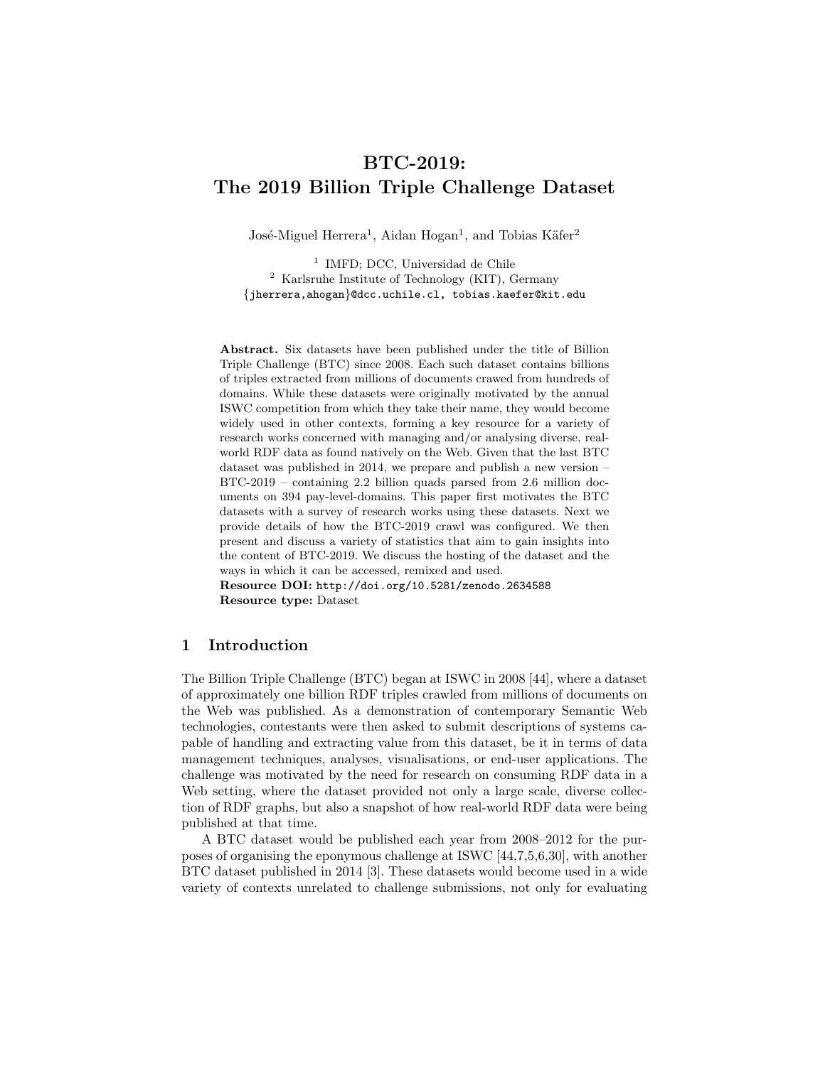# BTC-2019:<br>The 2019 Billion Triple Challenge Dataset

José-Miguel Herrera[1], Aidan Hogan[1], and Tobias Käfer[2]

[1] IMFD; DCC, Universidad de Chile
[2] Karlsruhe Institute of Technology (KIT), Germany
{jherrera,ahogan}@dcc.uchile.cl, tobias.kaefer@kit.edu

**Abstract.** Six datasets have been published under the title of Billion Triple Challenge (BTC) since 2008. Each such dataset contains billions of triples extracted from millions of documents crawed from hundreds of domains. While these datasets were originally motivated by the annual ISWC competition from which they take their name, they would become widely used in other contexts, forming a key resource for a variety of research works concerned with managing and/or analysing diverse, real-world RDF data as found natively on the Web. Given that the last BTC dataset was published in 2014, we prepare and publish a new version – BTC-2019 – containing 2.2 billion quads parsed from 2.6 million documents on 394 pay-level-domains. This paper first motivates the BTC datasets with a survey of research works using these datasets. Next we provide details of how the BTC-2019 crawl was configured. We then present and discuss a variety of statistics that aim to gain insights into the content of BTC-2019. We discuss the hosting of the dataset and the ways in which it can be accessed, remixed and used.
**Resource DOI:** http://doi.org/10.5281/zenodo.2634588
**Resource type:** Dataset

## 1 Introduction

The Billion Triple Challenge (BTC) began at ISWC in 2008 [44], where a dataset of approximately one billion RDF triples crawled from millions of documents on the Web was published. As a demonstration of contemporary Semantic Web technologies, contestants were then asked to submit descriptions of systems capable of handling and extracting value from this dataset, be it in terms of data management techniques, analyses, visualisations, or end-user applications. The challenge was motivated by the need for research on consuming RDF data in a Web setting, where the dataset provided not only a large scale, diverse collection of RDF graphs, but also a snapshot of how real-world RDF data were being published at that time.

A BTC dataset would be published each year from 2008–2012 for the purposes of organising the eponymous challenge at ISWC [44,7,5,6,30], with another BTC dataset published in 2014 [3]. These datasets would become used in a wide variety of contexts unrelated to challenge submissions, not only for evaluating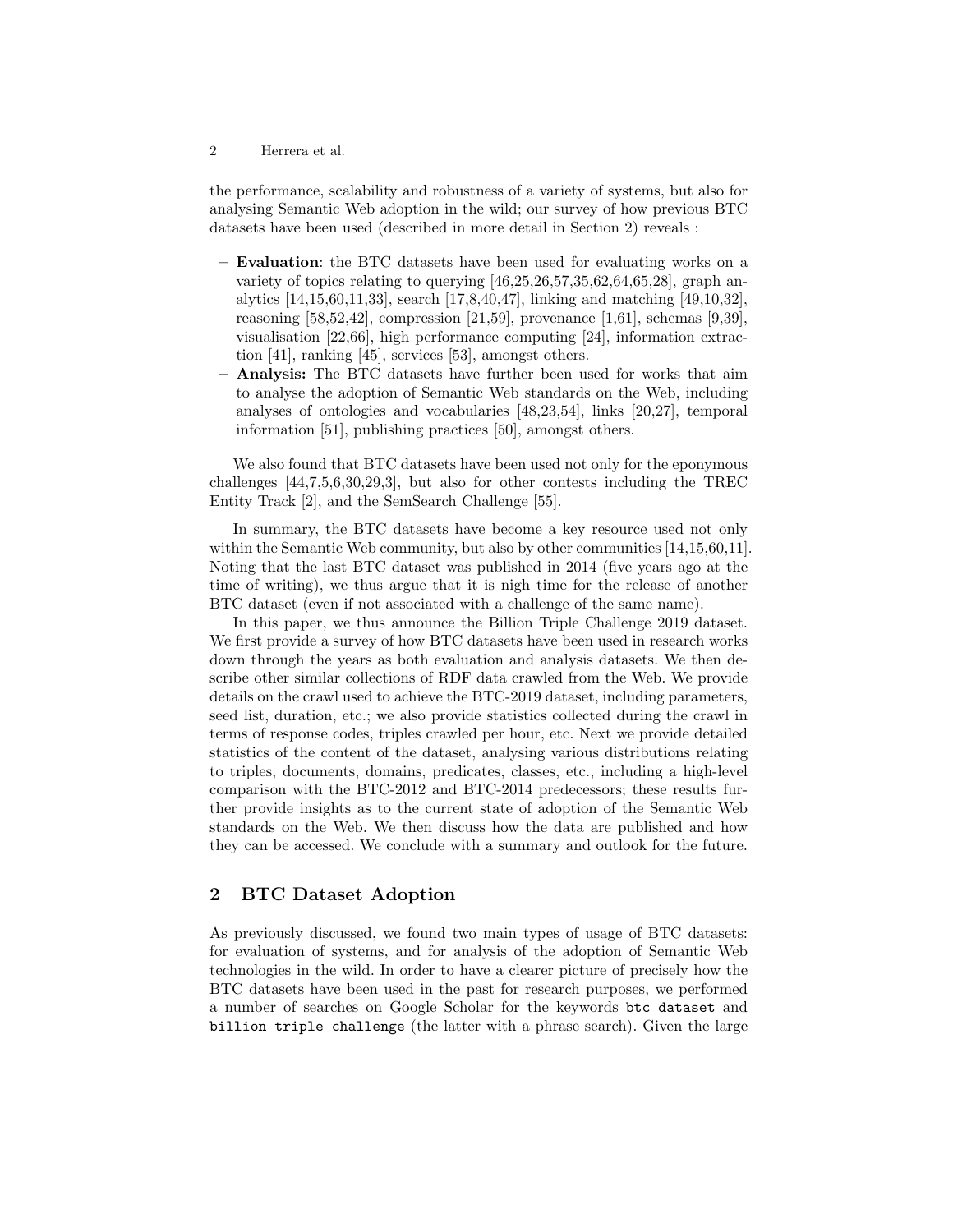the performance, scalability and robustness of a variety of systems, but also for analysing Semantic Web adoption in the wild; our survey of how previous BTC datasets have been used (described in more detail in Section 2) reveals :

- **Evaluation**: the BTC datasets have been used for evaluating works on a variety of topics relating to querying [46,25,26,57,35,62,64,65,28], graph analytics [14,15,60,11,33], search [17,8,40,47], linking and matching [49,10,32], reasoning [58,52,42], compression [21,59], provenance [1,61], schemas [9,39], visualisation [22,66], high performance computing [24], information extraction [41], ranking [45], services [53], amongst others.
- **Analysis:** The BTC datasets have further been used for works that aim to analyse the adoption of Semantic Web standards on the Web, including analyses of ontologies and vocabularies [48,23,54], links [20,27], temporal information [51], publishing practices [50], amongst others.

We also found that BTC datasets have been used not only for the eponymous challenges [44,7,5,6,30,29,3], but also for other contests including the TREC Entity Track [2], and the SemSearch Challenge [55].

In summary, the BTC datasets have become a key resource used not only within the Semantic Web community, but also by other communities [14,15,60,11]. Noting that the last BTC dataset was published in 2014 (five years ago at the time of writing), we thus argue that it is nigh time for the release of another BTC dataset (even if not associated with a challenge of the same name).

In this paper, we thus announce the Billion Triple Challenge 2019 dataset. We first provide a survey of how BTC datasets have been used in research works down through the years as both evaluation and analysis datasets. We then describe other similar collections of RDF data crawled from the Web. We provide details on the crawl used to achieve the BTC-2019 dataset, including parameters, seed list, duration, etc.; we also provide statistics collected during the crawl in terms of response codes, triples crawled per hour, etc. Next we provide detailed statistics of the content of the dataset, analysing various distributions relating to triples, documents, domains, predicates, classes, etc., including a high-level comparison with the BTC-2012 and BTC-2014 predecessors; these results further provide insights as to the current state of adoption of the Semantic Web standards on the Web. We then discuss how the data are published and how they can be accessed. We conclude with a summary and outlook for the future.

## 2 BTC Dataset Adoption

As previously discussed, we found two main types of usage of BTC datasets: for evaluation of systems, and for analysis of the adoption of Semantic Web technologies in the wild. In order to have a clearer picture of precisely how the BTC datasets have been used in the past for research purposes, we performed a number of searches on Google Scholar for the keywords `btc dataset` and `billion triple challenge` (the latter with a phrase search). Given the large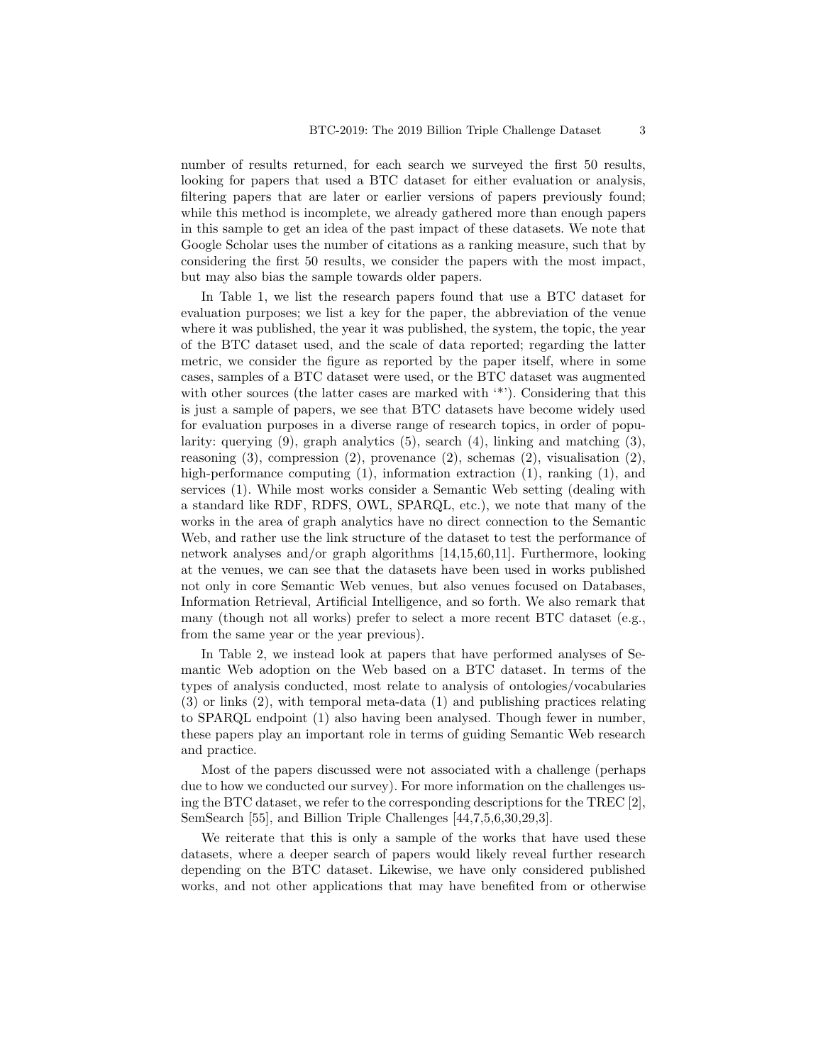number of results returned, for each search we surveyed the first 50 results, looking for papers that used a BTC dataset for either evaluation or analysis, filtering papers that are later or earlier versions of papers previously found; while this method is incomplete, we already gathered more than enough papers in this sample to get an idea of the past impact of these datasets. We note that Google Scholar uses the number of citations as a ranking measure, such that by considering the first 50 results, we consider the papers with the most impact, but may also bias the sample towards older papers.

In Table 1, we list the research papers found that use a BTC dataset for evaluation purposes; we list a key for the paper, the abbreviation of the venue where it was published, the year it was published, the system, the topic, the year of the BTC dataset used, and the scale of data reported; regarding the latter metric, we consider the figure as reported by the paper itself, where in some cases, samples of a BTC dataset were used, or the BTC dataset was augmented with other sources (the latter cases are marked with '*'). Considering that this is just a sample of papers, we see that BTC datasets have become widely used for evaluation purposes in a diverse range of research topics, in order of popularity: querying (9), graph analytics (5), search (4), linking and matching (3), reasoning (3), compression (2), provenance (2), schemas (2), visualisation (2), high-performance computing (1), information extraction (1), ranking (1), and services (1). While most works consider a Semantic Web setting (dealing with a standard like RDF, RDFS, OWL, SPARQL, etc.), we note that many of the works in the area of graph analytics have no direct connection to the Semantic Web, and rather use the link structure of the dataset to test the performance of network analyses and/or graph algorithms [14,15,60,11]. Furthermore, looking at the venues, we can see that the datasets have been used in works published not only in core Semantic Web venues, but also venues focused on Databases, Information Retrieval, Artificial Intelligence, and so forth. We also remark that many (though not all works) prefer to select a more recent BTC dataset (e.g., from the same year or the year previous).

In Table 2, we instead look at papers that have performed analyses of Semantic Web adoption on the Web based on a BTC dataset. In terms of the types of analysis conducted, most relate to analysis of ontologies/vocabularies (3) or links (2), with temporal meta-data (1) and publishing practices relating to SPARQL endpoint (1) also having been analysed. Though fewer in number, these papers play an important role in terms of guiding Semantic Web research and practice.

Most of the papers discussed were not associated with a challenge (perhaps due to how we conducted our survey). For more information on the challenges using the BTC dataset, we refer to the corresponding descriptions for the TREC [2], SemSearch [55], and Billion Triple Challenges [44,7,5,6,30,29,3].

We reiterate that this is only a sample of the works that have used these datasets, where a deeper search of papers would likely reveal further research depending on the BTC dataset. Likewise, we have only considered published works, and not other applications that may have benefited from or otherwise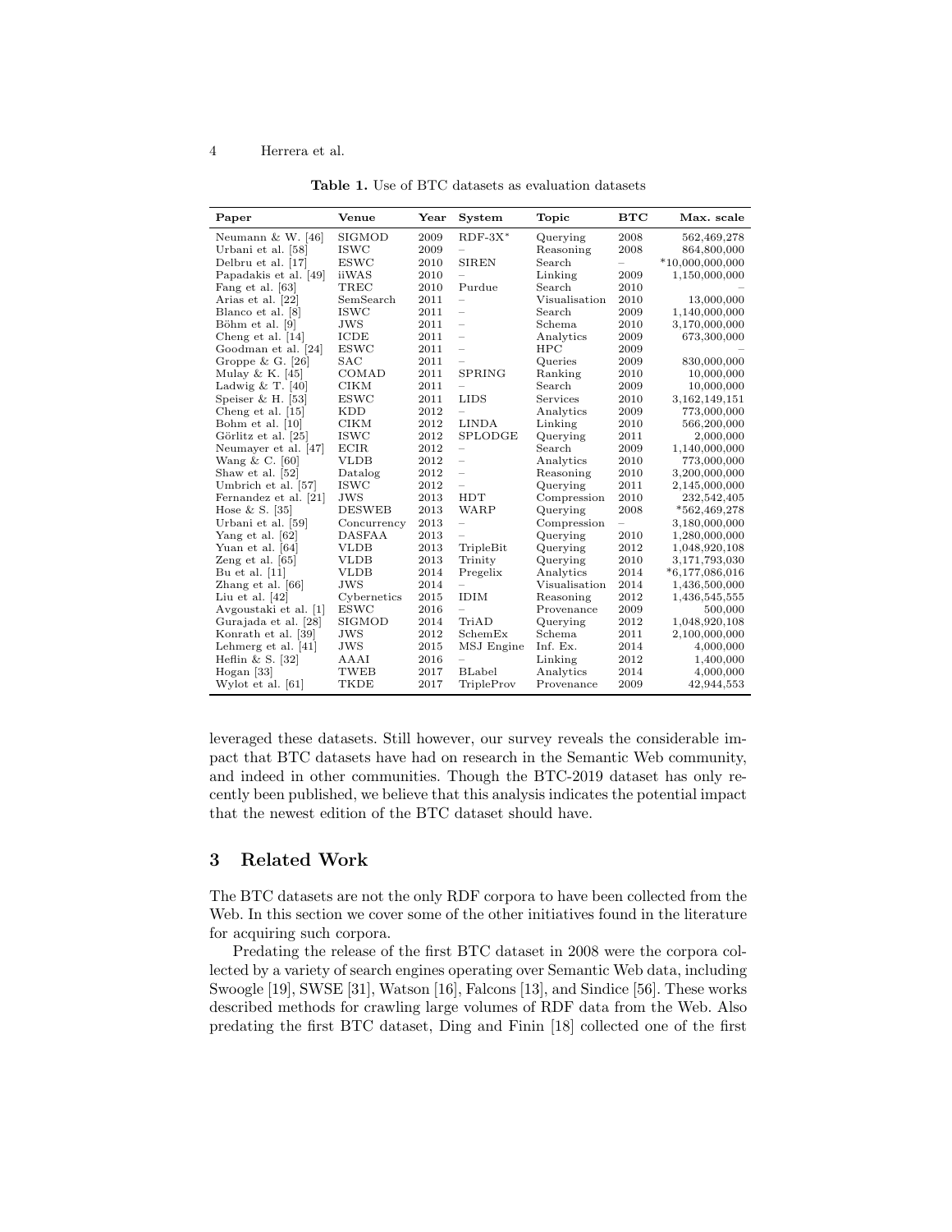**Table 1.** Use of BTC datasets as evaluation datasets

| Paper | Venue | Year | System | Topic | BTC | Max. scale |
|---|---|---|---|---|---|---|
| Neumann & W. [46] | SIGMOD | 2009 | RDF-3X* | Querying | 2008 | 562,469,278 |
| Urbani et al. [58] | ISWC | 2009 | – | Reasoning | 2008 | 864,800,000 |
| Delbru et al. [17] | ESWC | 2010 | SIREN | Search | – | *10,000,000,000 |
| Papadakis et al. [49] | iiWAS | 2010 | – | Linking | 2009 | 1,150,000,000 |
| Fang et al. [63] | TREC | 2010 | Purdue | Search | 2010 | – |
| Arias et al. [22] | SemSearch | 2011 | – | Visualisation | 2010 | 13,000,000 |
| Blanco et al. [8] | ISWC | 2011 | – | Search | 2009 | 1,140,000,000 |
| Böhm et al. [9] | JWS | 2011 | – | Schema | 2010 | 3,170,000,000 |
| Cheng et al. [14] | ICDE | 2011 | – | Analytics | 2009 | 673,300,000 |
| Goodman et al. [24] | ESWC | 2011 | – | HPC | 2009 | – |
| Groppe & G. [26] | SAC | 2011 | – | Queries | 2009 | 830,000,000 |
| Mulay & K. [45] | COMAD | 2011 | SPRING | Ranking | 2010 | 10,000,000 |
| Ladwig & T. [40] | CIKM | 2011 | – | Search | 2009 | 10,000,000 |
| Speiser & H. [53] | ESWC | 2011 | LIDS | Services | 2010 | 3,162,149,151 |
| Cheng et al. [15] | KDD | 2012 | – | Analytics | 2009 | 773,000,000 |
| Bohm et al. [10] | CIKM | 2012 | LINDA | Linking | 2010 | 566,200,000 |
| Görlitz et al. [25] | ISWC | 2012 | SPLODGE | Querying | 2011 | 2,000,000 |
| Neumayer et al. [47] | ECIR | 2012 | – | Search | 2009 | 1,140,000,000 |
| Wang & C. [60] | VLDB | 2012 | – | Analytics | 2010 | 773,000,000 |
| Shaw et al. [52] | Datalog | 2012 | – | Reasoning | 2010 | 3,200,000,000 |
| Umbrich et al. [57] | ISWC | 2012 | – | Querying | 2011 | 2,145,000,000 |
| Fernandez et al. [21] | JWS | 2013 | HDT | Compression | 2010 | 232,542,405 |
| Hose & S. [35] | DESWEB | 2013 | WARP | Querying | 2008 | *562,469,278 |
| Urbani et al. [59] | Concurrency | 2013 | – | Compression | – | 3,180,000,000 |
| Yang et al. [62] | DASFAA | 2013 | – | Querying | 2010 | 1,280,000,000 |
| Yuan et al. [64] | VLDB | 2013 | TripleBit | Querying | 2012 | 1,048,920,108 |
| Zeng et al. [65] | VLDB | 2013 | Trinity | Querying | 2010 | 3,171,793,030 |
| Bu et al. [11] | VLDB | 2014 | Pregelix | Analytics | 2014 | *6,177,086,016 |
| Zhang et al. [66] | JWS | 2014 | – | Visualisation | 2014 | 1,436,500,000 |
| Liu et al. [42] | Cybernetics | 2015 | IDIM | Reasoning | 2012 | 1,436,545,555 |
| Avgoustaki et al. [1] | ESWC | 2016 | – | Provenance | 2009 | 500,000 |
| Gurajada et al. [28] | SIGMOD | 2014 | TriAD | Querying | 2012 | 1,048,920,108 |
| Konrath et al. [39] | JWS | 2012 | SchemEx | Schema | 2011 | 2,100,000,000 |
| Lehmerg et al. [41] | JWS | 2015 | MSJ Engine | Inf. Ex. | 2014 | 4,000,000 |
| Heflin & S. [32] | AAAI | 2016 | – | Linking | 2012 | 1,400,000 |
| Hogan [33] | TWEB | 2017 | BLabel | Analytics | 2014 | 4,000,000 |
| Wylot et al. [61] | TKDE | 2017 | TripleProv | Provenance | 2009 | 42,944,553 |

leveraged these datasets. Still however, our survey reveals the considerable impact that BTC datasets have had on research in the Semantic Web community, and indeed in other communities. Though the BTC-2019 dataset has only recently been published, we believe that this analysis indicates the potential impact that the newest edition of the BTC dataset should have.

## 3 Related Work

The BTC datasets are not the only RDF corpora to have been collected from the Web. In this section we cover some of the other initiatives found in the literature for acquiring such corpora.

Predating the release of the first BTC dataset in 2008 were the corpora collected by a variety of search engines operating over Semantic Web data, including Swoogle [19], SWSE [31], Watson [16], Falcons [13], and Sindice [56]. These works described methods for crawling large volumes of RDF data from the Web. Also predating the first BTC dataset, Ding and Finin [18] collected one of the first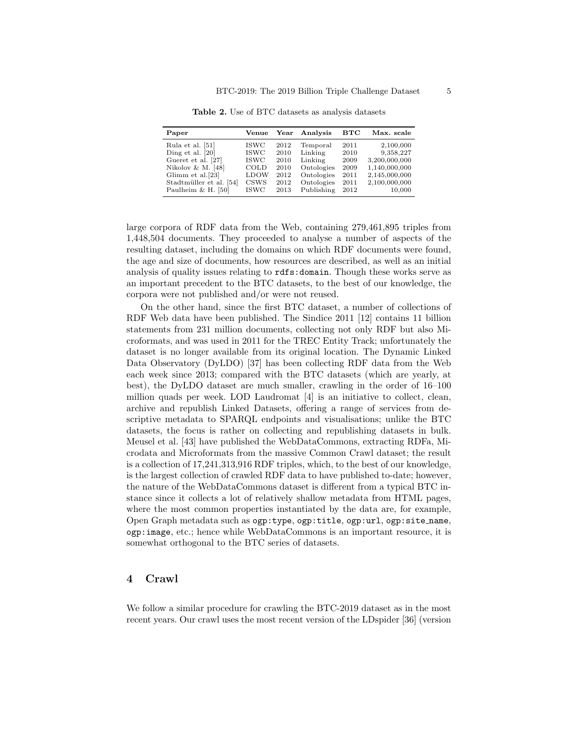**Table 2.** Use of BTC datasets as analysis datasets

| Paper | Venue | Year | Analysis | BTC | Max. scale |
|---|---|---|---|---|---|
| Rula et al. [51] | ISWC | 2012 | Temporal | 2011 | 2,100,000 |
| Ding et al. [20] | ISWC | 2010 | Linking | 2010 | 9,358,227 |
| Gueret et al. [27] | ISWC | 2010 | Linking | 2009 | 3,200,000,000 |
| Nikolov & M. [48] | COLD | 2010 | Ontologies | 2009 | 1,140,000,000 |
| Glimm et al.[23] | LDOW | 2012 | Ontologies | 2011 | 2,145,000,000 |
| Stadtmüller et al. [54] | CSWS | 2012 | Ontologies | 2011 | 2,100,000,000 |
| Paulheim & H. [50] | ISWC | 2013 | Publishing | 2012 | 10,000 |

large corpora of RDF data from the Web, containing 279,461,895 triples from 1,448,504 documents. They proceeded to analyse a number of aspects of the resulting dataset, including the domains on which RDF documents were found, the age and size of documents, how resources are described, as well as an initial analysis of quality issues relating to `rdfs:domain`. Though these works serve as an important precedent to the BTC datasets, to the best of our knowledge, the corpora were not published and/or were not reused.

On the other hand, since the first BTC dataset, a number of collections of RDF Web data have been published. The Sindice 2011 [12] contains 11 billion statements from 231 million documents, collecting not only RDF but also Microformats, and was used in 2011 for the TREC Entity Track; unfortunately the dataset is no longer available from its original location. The Dynamic Linked Data Observatory (DyLDO) [37] has been collecting RDF data from the Web each week since 2013; compared with the BTC datasets (which are yearly, at best), the DyLDO dataset are much smaller, crawling in the order of 16–100 million quads per week. LOD Laudromat [4] is an initiative to collect, clean, archive and republish Linked Datasets, offering a range of services from descriptive metadata to SPARQL endpoints and visualisations; unlike the BTC datasets, the focus is rather on collecting and republishing datasets in bulk. Meusel et al. [43] have published the WebDataCommons, extracting RDFa, Microdata and Microformats from the massive Common Crawl dataset; the result is a collection of 17,241,313,916 RDF triples, which, to the best of our knowledge, is the largest collection of crawled RDF data to have published to-date; however, the nature of the WebDataCommons dataset is different from a typical BTC instance since it collects a lot of relatively shallow metadata from HTML pages, where the most common properties instantiated by the data are, for example, Open Graph metadata such as `ogp:type`, `ogp:title`, `ogp:url`, `ogp:site_name`, `ogp:image`, etc.; hence while WebDataCommons is an important resource, it is somewhat orthogonal to the BTC series of datasets.

## 4 Crawl

We follow a similar procedure for crawling the BTC-2019 dataset as in the most recent years. Our crawl uses the most recent version of the LDspider [36] (version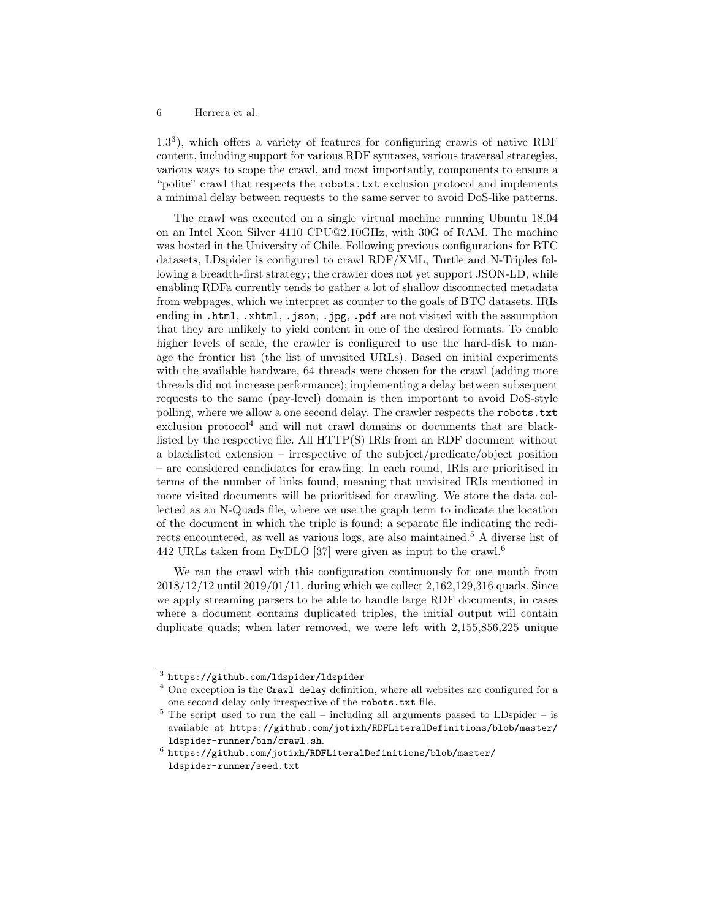1.3[3]), which offers a variety of features for configuring crawls of native RDF content, including support for various RDF syntaxes, various traversal strategies, various ways to scope the crawl, and most importantly, components to ensure a "polite" crawl that respects the `robots.txt` exclusion protocol and implements a minimal delay between requests to the same server to avoid DoS-like patterns.

The crawl was executed on a single virtual machine running Ubuntu 18.04 on an Intel Xeon Silver 4110 CPU@2.10GHz, with 30G of RAM. The machine was hosted in the University of Chile. Following previous configurations for BTC datasets, LDspider is configured to crawl RDF/XML, Turtle and N-Triples following a breadth-first strategy; the crawler does not yet support JSON-LD, while enabling RDFa currently tends to gather a lot of shallow disconnected metadata from webpages, which we interpret as counter to the goals of BTC datasets. IRIs ending in `.html`, `.xhtml`, `.json`, `.jpg`, `.pdf` are not visited with the assumption that they are unlikely to yield content in one of the desired formats. To enable higher levels of scale, the crawler is configured to use the hard-disk to manage the frontier list (the list of unvisited URLs). Based on initial experiments with the available hardware, 64 threads were chosen for the crawl (adding more threads did not increase performance); implementing a delay between subsequent requests to the same (pay-level) domain is then important to avoid DoS-style polling, where we allow a one second delay. The crawler respects the `robots.txt` exclusion protocol[4] and will not crawl domains or documents that are blacklisted by the respective file. All HTTP(S) IRIs from an RDF document without a blacklisted extension – irrespective of the subject/predicate/object position – are considered candidates for crawling. In each round, IRIs are prioritised in terms of the number of links found, meaning that unvisited IRIs mentioned in more visited documents will be prioritised for crawling. We store the data collected as an N-Quads file, where we use the graph term to indicate the location of the document in which the triple is found; a separate file indicating the redirects encountered, as well as various logs, are also maintained.[5] A diverse list of 442 URLs taken from DyDLO [37] were given as input to the crawl.[6]

We ran the crawl with this configuration continuously for one month from 2018/12/12 until 2019/01/11, during which we collect 2,162,129,316 quads. Since we apply streaming parsers to be able to handle large RDF documents, in cases where a document contains duplicated triples, the initial output will contain duplicate quads; when later removed, we were left with 2,155,856,225 unique

---

[3] `https://github.com/ldspider/ldspider`

[4] One exception is the `Crawl delay` definition, where all websites are configured for a one second delay only irrespective of the `robots.txt` file.

[5] The script used to run the call – including all arguments passed to LDspider – is available at `https://github.com/jotixh/RDFLiteralDefinitions/blob/master/ldspider-runner/bin/crawl.sh`.

[6] `https://github.com/jotixh/RDFLiteralDefinitions/blob/master/ldspider-runner/seed.txt`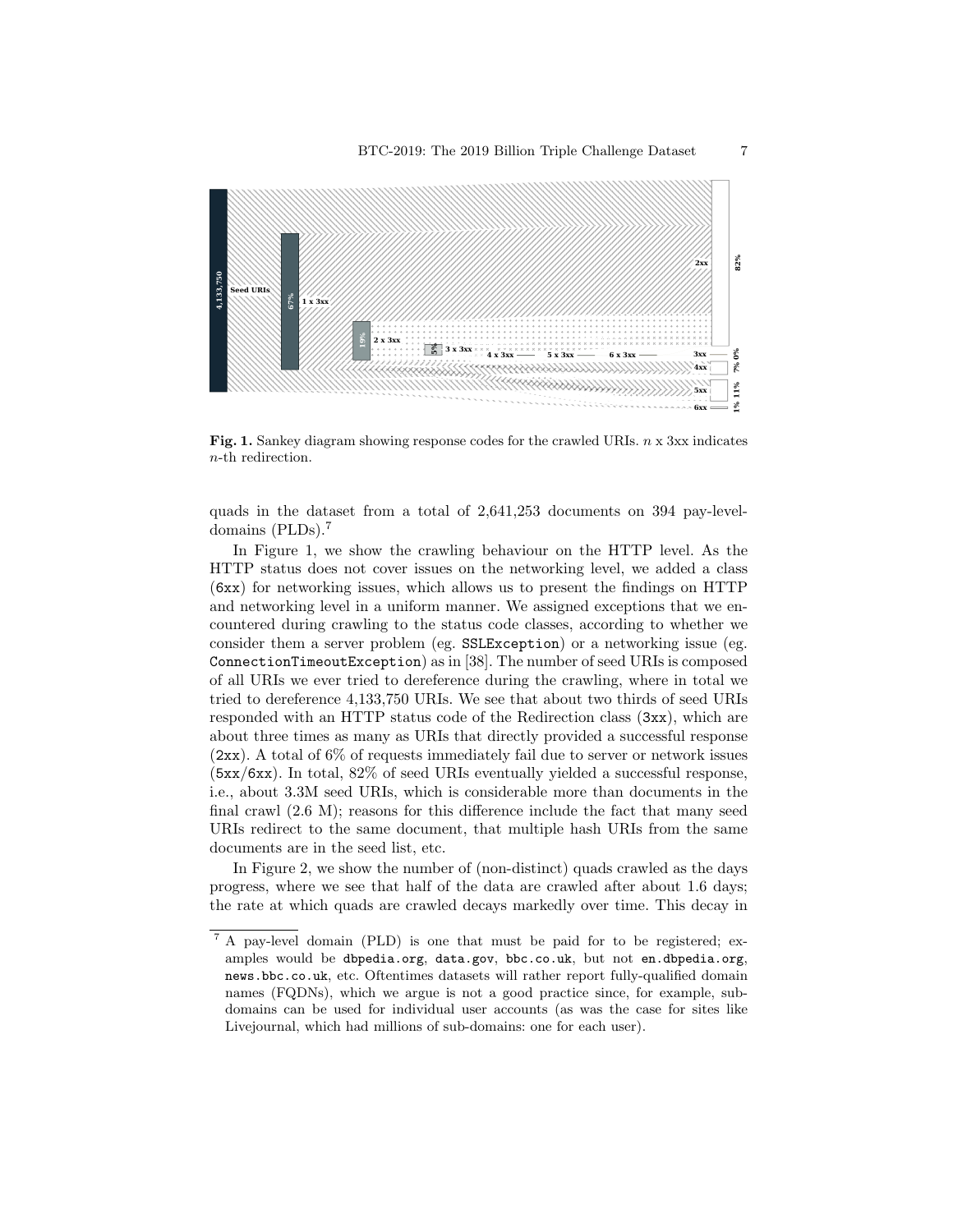4,133,750
Seed URIs
67%
1 x 3xx
19%
2 x 3xx
5%
3 x 3xx
4 x 3xx
5 x 3xx
6 x 3xx
2xx
82%
3xx
0%
4xx
7%
5xx
11%
6xx
1%

**Fig. 1.** Sankey diagram showing response codes for the crawled URIs. $n$ x 3xx indicates $n$-th redirection.

quads in the dataset from a total of 2,641,253 documents on 394 pay-level-domains (PLDs).[7]

In Figure 1, we show the crawling behaviour on the HTTP level. As the HTTP status does not cover issues on the networking level, we added a class (`6xx`) for networking issues, which allows us to present the findings on HTTP and networking level in a uniform manner. We assigned exceptions that we encountered during crawling to the status code classes, according to whether we consider them a server problem (eg. `SSLException`) or a networking issue (eg. `ConnectionTimeoutException`) as in [38]. The number of seed URIs is composed of all URIs we ever tried to dereference during the crawling, where in total we tried to dereference 4,133,750 URIs. We see that about two thirds of seed URIs responded with an HTTP status code of the Redirection class (`3xx`), which are about three times as many as URIs that directly provided a successful response (`2xx`). A total of 6% of requests immediately fail due to server or network issues (`5xx`/`6xx`). In total, 82% of seed URIs eventually yielded a successful response, i.e., about 3.3M seed URIs, which is considerable more than documents in the final crawl (2.6 M); reasons for this difference include the fact that many seed URIs redirect to the same document, that multiple hash URIs from the same documents are in the seed list, etc.

In Figure 2, we show the number of (non-distinct) quads crawled as the days progress, where we see that half of the data are crawled after about 1.6 days; the rate at which quads are crawled decays markedly over time. This decay in

[7] A pay-level domain (PLD) is one that must be paid for to be registered; examples would be `dbpedia.org`, `data.gov`, `bbc.co.uk`, but not `en.dbpedia.org`, `news.bbc.co.uk`, etc. Oftentimes datasets will rather report fully-qualified domain names (FQDNs), which we argue is not a good practice since, for example, subdomains can be used for individual user accounts (as was the case for sites like Livejournal, which had millions of sub-domains: one for each user).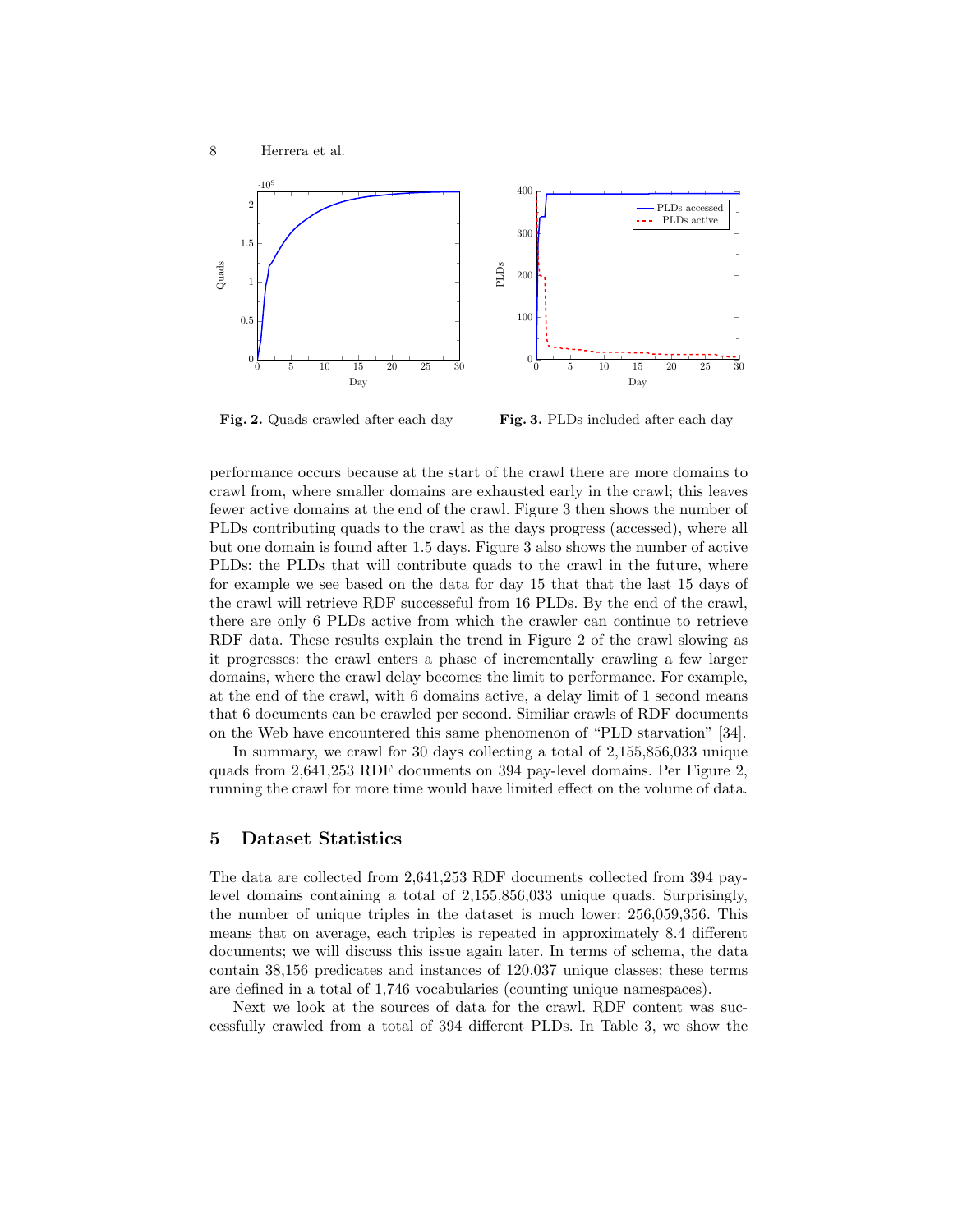$\cdot 10^9$

2

1.5

1

0.5

0

Quads

0 5 10 15 20 25 30

Day

**Fig. 2.** Quads crawled after each day

400

300

200

100

0

PLDs

0 5 10 15 20 25 30

Day

PLDs accessed

PLDs active

**Fig. 3.** PLDs included after each day

performance occurs because at the start of the crawl there are more domains to crawl from, where smaller domains are exhausted early in the crawl; this leaves fewer active domains at the end of the crawl. Figure 3 then shows the number of PLDs contributing quads to the crawl as the days progress (accessed), where all but one domain is found after 1.5 days. Figure 3 also shows the number of active PLDs: the PLDs that will contribute quads to the crawl in the future, where for example we see based on the data for day 15 that that the last 15 days of the crawl will retrieve RDF successeful from 16 PLDs. By the end of the crawl, there are only 6 PLDs active from which the crawler can continue to retrieve RDF data. These results explain the trend in Figure 2 of the crawl slowing as it progresses: the crawl enters a phase of incrementally crawling a few larger domains, where the crawl delay becomes the limit to performance. For example, at the end of the crawl, with 6 domains active, a delay limit of 1 second means that 6 documents can be crawled per second. Similiar crawls of RDF documents on the Web have encountered this same phenomenon of "PLD starvation" [34].

In summary, we crawl for 30 days collecting a total of 2,155,856,033 unique quads from 2,641,253 RDF documents on 394 pay-level domains. Per Figure 2, running the crawl for more time would have limited effect on the volume of data.

## 5 Dataset Statistics

The data are collected from 2,641,253 RDF documents collected from 394 pay-level domains containing a total of 2,155,856,033 unique quads. Surprisingly, the number of unique triples in the dataset is much lower: 256,059,356. This means that on average, each triples is repeated in approximately 8.4 different documents; we will discuss this issue again later. In terms of schema, the data contain 38,156 predicates and instances of 120,037 unique classes; these terms are defined in a total of 1,746 vocabularies (counting unique namespaces).

Next we look at the sources of data for the crawl. RDF content was successfully crawled from a total of 394 different PLDs. In Table 3, we show the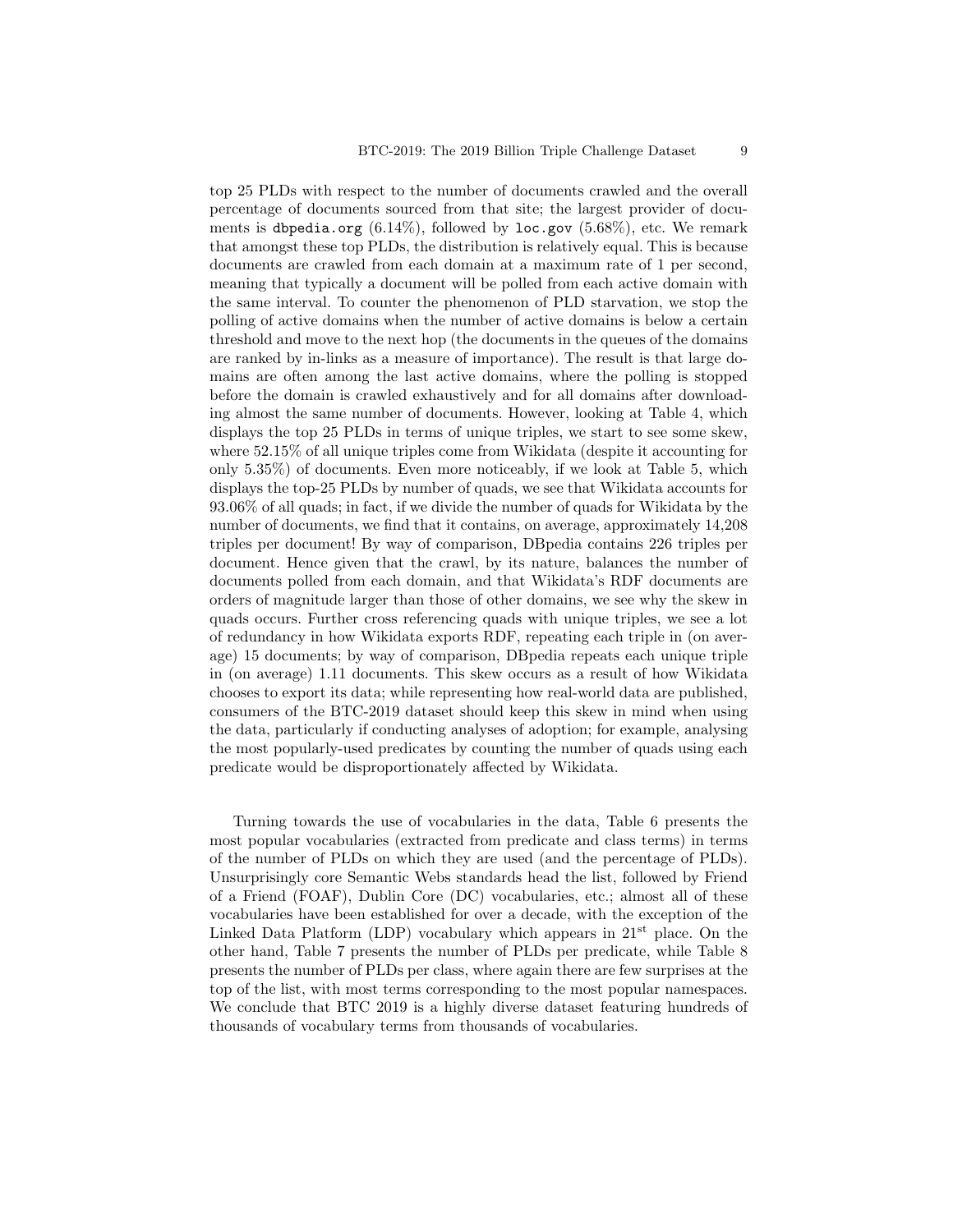top 25 PLDs with respect to the number of documents crawled and the overall percentage of documents sourced from that site; the largest provider of documents is `dbpedia.org` (6.14%), followed by `loc.gov` (5.68%), etc. We remark that amongst these top PLDs, the distribution is relatively equal. This is because documents are crawled from each domain at a maximum rate of 1 per second, meaning that typically a document will be polled from each active domain with the same interval. To counter the phenomenon of PLD starvation, we stop the polling of active domains when the number of active domains is below a certain threshold and move to the next hop (the documents in the queues of the domains are ranked by in-links as a measure of importance). The result is that large domains are often among the last active domains, where the polling is stopped before the domain is crawled exhaustively and for all domains after downloading almost the same number of documents. However, looking at Table 4, which displays the top 25 PLDs in terms of unique triples, we start to see some skew, where 52.15% of all unique triples come from Wikidata (despite it accounting for only 5.35%) of documents. Even more noticeably, if we look at Table 5, which displays the top-25 PLDs by number of quads, we see that Wikidata accounts for 93.06% of all quads; in fact, if we divide the number of quads for Wikidata by the number of documents, we find that it contains, on average, approximately 14,208 triples per document! By way of comparison, DBpedia contains 226 triples per document. Hence given that the crawl, by its nature, balances the number of documents polled from each domain, and that Wikidata's RDF documents are orders of magnitude larger than those of other domains, we see why the skew in quads occurs. Further cross referencing quads with unique triples, we see a lot of redundancy in how Wikidata exports RDF, repeating each triple in (on average) 15 documents; by way of comparison, DBpedia repeats each unique triple in (on average) 1.11 documents. This skew occurs as a result of how Wikidata chooses to export its data; while representing how real-world data are published, consumers of the BTC-2019 dataset should keep this skew in mind when using the data, particularly if conducting analyses of adoption; for example, analysing the most popularly-used predicates by counting the number of quads using each predicate would be disproportionately affected by Wikidata.

Turning towards the use of vocabularies in the data, Table 6 presents the most popular vocabularies (extracted from predicate and class terms) in terms of the number of PLDs on which they are used (and the percentage of PLDs). Unsurprisingly core Semantic Webs standards head the list, followed by Friend of a Friend (FOAF), Dublin Core (DC) vocabularies, etc.; almost all of these vocabularies have been established for over a decade, with the exception of the Linked Data Platform (LDP) vocabulary which appears in 21$^{\text{st}}$ place. On the other hand, Table 7 presents the number of PLDs per predicate, while Table 8 presents the number of PLDs per class, where again there are few surprises at the top of the list, with most terms corresponding to the most popular namespaces. We conclude that BTC 2019 is a highly diverse dataset featuring hundreds of thousands of vocabulary terms from thousands of vocabularies.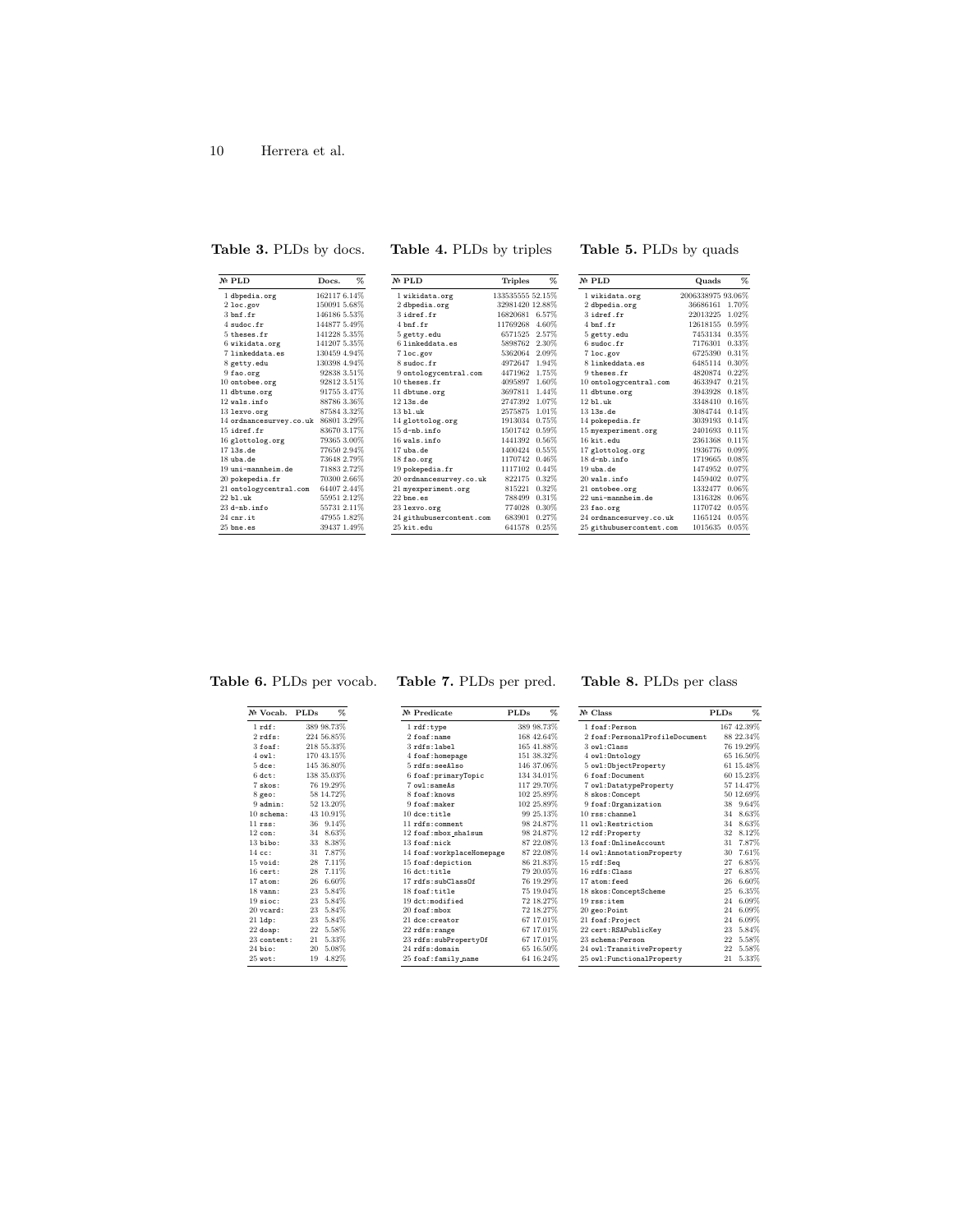**Table 3.** PLDs by docs.

| № PLD | Docs. | % |
|---|---|---|
| 1 dbpedia.org | 162117 | 6.14% |
| 2 loc.gov | 150091 | 5.68% |
| 3 bnf.fr | 146186 | 5.53% |
| 4 sudoc.fr | 144877 | 5.49% |
| 5 theses.fr | 141228 | 5.35% |
| 6 wikidata.org | 141207 | 5.35% |
| 7 linkeddata.es | 130459 | 4.94% |
| 8 getty.edu | 130398 | 4.94% |
| 9 fao.org | 92838 | 3.51% |
| 10 ontobee.org | 92812 | 3.51% |
| 11 dbtune.org | 91755 | 3.47% |
| 12 wals.info | 88786 | 3.36% |
| 13 lexvo.org | 87584 | 3.32% |
| 14 ordnancesurvey.co.uk | 86801 | 3.29% |
| 15 idref.fr | 83670 | 3.17% |
| 16 glottolog.org | 79365 | 3.00% |
| 17 l3s.de | 77650 | 2.94% |
| 18 uba.de | 73648 | 2.79% |
| 19 uni-mannheim.de | 71883 | 2.72% |
| 20 pokepedia.fr | 70300 | 2.66% |
| 21 ontologycentral.com | 64407 | 2.44% |
| 22 bl.uk | 55951 | 2.12% |
| 23 d-nb.info | 55731 | 2.11% |
| 24 cnr.it | 47955 | 1.82% |
| 25 bne.es | 39437 | 1.49% |

**Table 4.** PLDs by triples

| № PLD | Triples | % |
|---|---|---|
| 1 wikidata.org | 133535555 | 52.15% |
| 2 dbpedia.org | 32981420 | 12.88% |
| 3 idref.fr | 16820681 | 6.57% |
| 4 bnf.fr | 11769268 | 4.60% |
| 5 getty.edu | 6571525 | 2.57% |
| 6 linkeddata.es | 5898762 | 2.30% |
| 7 loc.gov | 5362064 | 2.09% |
| 8 sudoc.fr | 4972647 | 1.94% |
| 9 ontologycentral.com | 4471962 | 1.75% |
| 10 theses.fr | 4095897 | 1.60% |
| 11 dbtune.org | 3697811 | 1.44% |
| 12 l3s.de | 2747392 | 1.07% |
| 13 bl.uk | 2575875 | 1.01% |
| 14 glottolog.org | 1913034 | 0.75% |
| 15 d-nb.info | 1501742 | 0.59% |
| 16 wals.info | 1441392 | 0.56% |
| 17 uba.de | 1400424 | 0.55% |
| 18 fao.org | 1170742 | 0.46% |
| 19 pokepedia.fr | 1117102 | 0.44% |
| 20 ordnancesurvey.co.uk | 822175 | 0.32% |
| 21 myexperiment.org | 815221 | 0.32% |
| 22 bne.es | 788499 | 0.31% |
| 23 lexvo.org | 774028 | 0.30% |
| 24 githubusercontent.com | 683901 | 0.27% |
| 25 kit.edu | 641578 | 0.25% |

**Table 5.** PLDs by quads

| № PLD | Quads | % |
|---|---|---|
| 1 wikidata.org | 2006338975 | 93.06% |
| 2 dbpedia.org | 36686161 | 1.70% |
| 3 idref.fr | 22013225 | 1.02% |
| 4 bnf.fr | 12618155 | 0.59% |
| 5 getty.edu | 7453134 | 0.35% |
| 6 sudoc.fr | 7176301 | 0.33% |
| 7 loc.gov | 6725390 | 0.31% |
| 8 linkeddata.es | 6485114 | 0.30% |
| 9 theses.fr | 4820874 | 0.22% |
| 10 ontologycentral.com | 4633947 | 0.21% |
| 11 dbtune.org | 3943928 | 0.18% |
| 12 bl.uk | 3348410 | 0.16% |
| 13 l3s.de | 3084744 | 0.14% |
| 14 pokepedia.fr | 3039193 | 0.14% |
| 15 myexperiment.org | 2401693 | 0.11% |
| 16 kit.edu | 2361368 | 0.11% |
| 17 glottolog.org | 1936776 | 0.09% |
| 18 d-nb.info | 1719665 | 0.08% |
| 19 uba.de | 1474952 | 0.07% |
| 20 wals.info | 1459402 | 0.07% |
| 21 ontobee.org | 1332477 | 0.06% |
| 22 uni-mannheim.de | 1316328 | 0.06% |
| 23 fao.org | 1170742 | 0.05% |
| 24 ordnancesurvey.co.uk | 1165124 | 0.05% |
| 25 githubusercontent.com | 1015635 | 0.05% |

**Table 6.** PLDs per vocab.

| № Vocab. | PLDs | % |
|---|---|---|
| 1 rdf: | 389 | 98.73% |
| 2 rdfs: | 224 | 56.85% |
| 3 foaf: | 218 | 55.33% |
| 4 owl: | 170 | 43.15% |
| 5 dce: | 145 | 36.80% |
| 6 dct: | 138 | 35.03% |
| 7 skos: | 76 | 19.29% |
| 8 geo: | 58 | 14.72% |
| 9 admin: | 52 | 13.20% |
| 10 schema: | 43 | 10.91% |
| 11 rss: | 36 | 9.14% |
| 12 con: | 34 | 8.63% |
| 13 bibo: | 33 | 8.38% |
| 14 cc: | 31 | 7.87% |
| 15 void: | 28 | 7.11% |
| 16 cert: | 28 | 7.11% |
| 17 atom: | 26 | 6.60% |
| 18 vann: | 23 | 5.84% |
| 19 sioc: | 23 | 5.84% |
| 20 vcard: | 23 | 5.84% |
| 21 ldp: | 23 | 5.84% |
| 22 doap: | 22 | 5.58% |
| 23 content: | 21 | 5.33% |
| 24 bio: | 20 | 5.08% |
| 25 wot: | 19 | 4.82% |

**Table 7.** PLDs per pred.

| № Predicate | PLDs | % |
|---|---|---|
| 1 rdf:type | 389 | 98.73% |
| 2 foaf:name | 168 | 42.64% |
| 3 rdfs:label | 165 | 41.88% |
| 4 foaf:homepage | 151 | 38.32% |
| 5 rdfs:seeAlso | 146 | 37.06% |
| 6 foaf:primaryTopic | 134 | 34.01% |
| 7 owl:sameAs | 117 | 29.70% |
| 8 foaf:knows | 102 | 25.89% |
| 9 foaf:maker | 102 | 25.89% |
| 10 dce:title | 99 | 25.13% |
| 11 rdfs:comment | 98 | 24.87% |
| 12 foaf:mbox_sha1sum | 98 | 24.87% |
| 13 foaf:nick | 87 | 22.08% |
| 14 foaf:workplaceHomepage | 87 | 22.08% |
| 15 foaf:depiction | 86 | 21.83% |
| 16 dct:title | 79 | 20.05% |
| 17 rdfs:subClassOf | 76 | 19.29% |
| 18 foaf:title | 75 | 19.04% |
| 19 dct:modified | 72 | 18.27% |
| 20 foaf:mbox | 72 | 18.27% |
| 21 dce:creator | 67 | 17.01% |
| 22 rdfs:range | 67 | 17.01% |
| 23 rdfs:subPropertyOf | 67 | 17.01% |
| 24 rdfs:domain | 65 | 16.50% |
| 25 foaf:family_name | 64 | 16.24% |

**Table 8.** PLDs per class

| № Class | PLDs | % |
|---|---|---|
| 1 foaf:Person | 167 | 42.39% |
| 2 foaf:PersonalProfileDocument | 88 | 22.34% |
| 3 owl:Class | 76 | 19.29% |
| 4 owl:Ontology | 65 | 16.50% |
| 5 owl:ObjectProperty | 61 | 15.48% |
| 6 foaf:Document | 60 | 15.23% |
| 7 owl:DatatypeProperty | 57 | 14.47% |
| 8 skos:Concept | 50 | 12.69% |
| 9 foaf:Organization | 38 | 9.64% |
| 10 rss:channel | 34 | 8.63% |
| 11 owl:Restriction | 34 | 8.63% |
| 12 rdf:Property | 32 | 8.12% |
| 13 foaf:OnlineAccount | 31 | 7.87% |
| 14 owl:AnnotationProperty | 30 | 7.61% |
| 15 rdf:Seq | 27 | 6.85% |
| 16 rdfs:Class | 27 | 6.85% |
| 17 atom:feed | 26 | 6.60% |
| 18 skos:ConceptScheme | 25 | 6.35% |
| 19 rss:item | 24 | 6.09% |
| 20 geo:Point | 24 | 6.09% |
| 21 foaf:Project | 24 | 6.09% |
| 22 cert:RSAPublicKey | 23 | 5.84% |
| 23 schema:Person | 22 | 5.58% |
| 24 owl:TransitiveProperty | 22 | 5.58% |
| 25 owl:FunctionalProperty | 21 | 5.33% |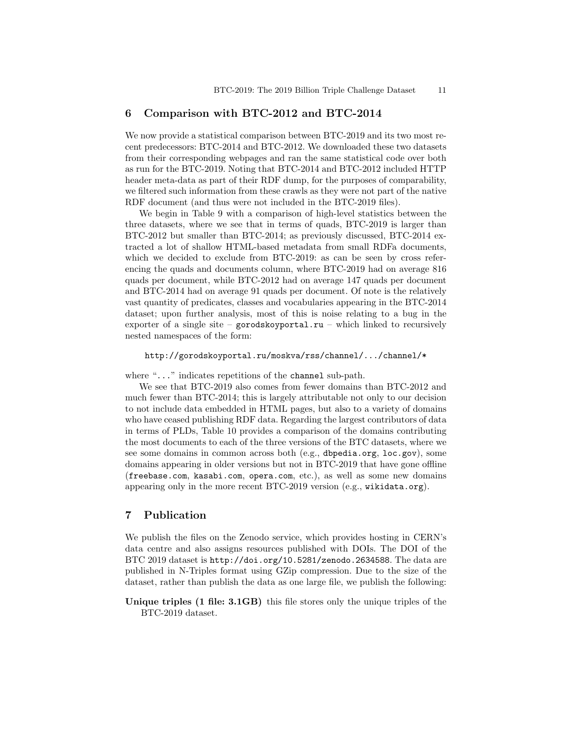## 6 Comparison with BTC-2012 and BTC-2014

We now provide a statistical comparison between BTC-2019 and its two most recent predecessors: BTC-2014 and BTC-2012. We downloaded these two datasets from their corresponding webpages and ran the same statistical code over both as run for the BTC-2019. Noting that BTC-2014 and BTC-2012 included HTTP header meta-data as part of their RDF dump, for the purposes of comparability, we filtered such information from these crawls as they were not part of the native RDF document (and thus were not included in the BTC-2019 files).

We begin in Table 9 with a comparison of high-level statistics between the three datasets, where we see that in terms of quads, BTC-2019 is larger than BTC-2012 but smaller than BTC-2014; as previously discussed, BTC-2014 extracted a lot of shallow HTML-based metadata from small RDFa documents, which we decided to exclude from BTC-2019: as can be seen by cross referencing the quads and documents column, where BTC-2019 had on average 816 quads per document, while BTC-2012 had on average 147 quads per document and BTC-2014 had on average 91 quads per document. Of note is the relatively vast quantity of predicates, classes and vocabularies appearing in the BTC-2014 dataset; upon further analysis, most of this is noise relating to a bug in the exporter of a single site – `gorodskoyportal.ru` – which linked to recursively nested namespaces of the form:

```
http://gorodskoyportal.ru/moskva/rss/channel/.../channel/*
```

where "`...`" indicates repetitions of the `channel` sub-path.

We see that BTC-2019 also comes from fewer domains than BTC-2012 and much fewer than BTC-2014; this is largely attributable not only to our decision to not include data embedded in HTML pages, but also to a variety of domains who have ceased publishing RDF data. Regarding the largest contributors of data in terms of PLDs, Table 10 provides a comparison of the domains contributing the most documents to each of the three versions of the BTC datasets, where we see some domains in common across both (e.g., `dbpedia.org`, `loc.gov`), some domains appearing in older versions but not in BTC-2019 that have gone offline (`freebase.com`, `kasabi.com`, `opera.com`, etc.), as well as some new domains appearing only in the more recent BTC-2019 version (e.g., `wikidata.org`).

## 7 Publication

We publish the files on the Zenodo service, which provides hosting in CERN's data centre and also assigns resources published with DOIs. The DOI of the BTC 2019 dataset is `http://doi.org/10.5281/zenodo.2634588`. The data are published in N-Triples format using GZip compression. Due to the size of the dataset, rather than publish the data as one large file, we publish the following:

**Unique triples (1 file: 3.1GB)** this file stores only the unique triples of the BTC-2019 dataset.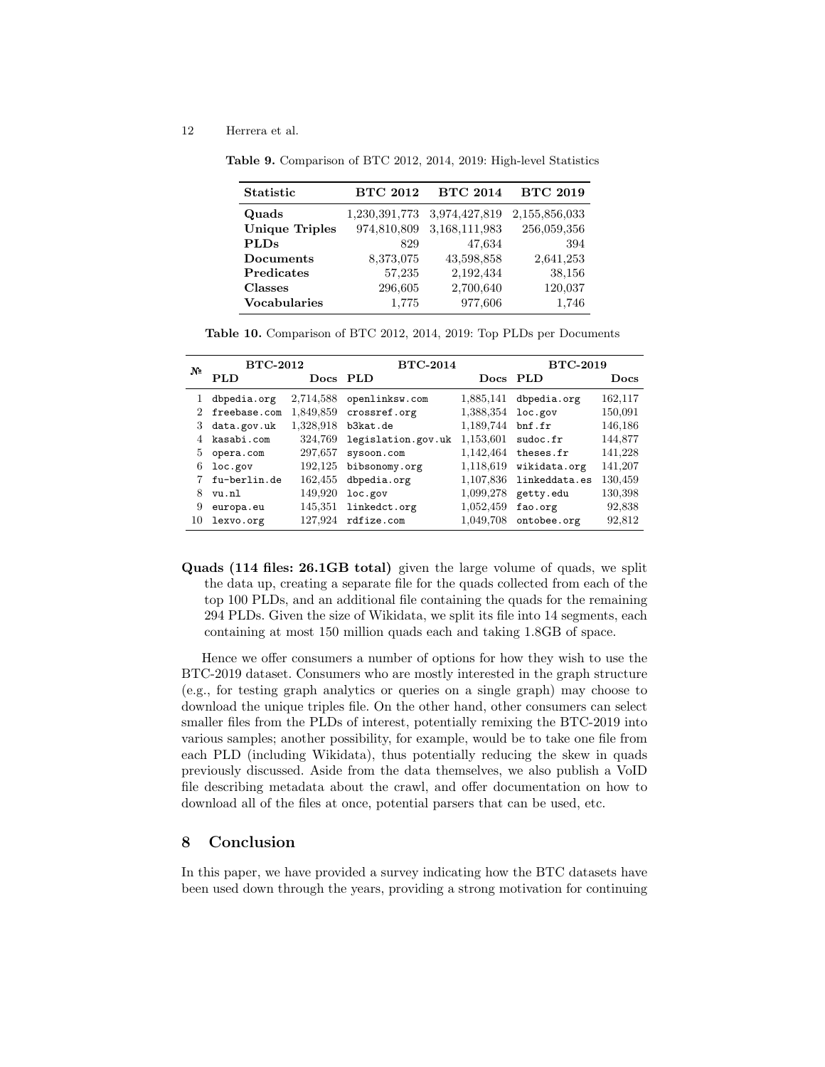**Table 9.** Comparison of BTC 2012, 2014, 2019: High-level Statistics

| Statistic | BTC 2012 | BTC 2014 | BTC 2019 |
|---|---|---|---|
| **Quads** | 1,230,391,773 | 3,974,427,819 | 2,155,856,033 |
| **Unique Triples** | 974,810,809 | 3,168,111,983 | 256,059,356 |
| **PLDs** | 829 | 47,634 | 394 |
| **Documents** | 8,373,075 | 43,598,858 | 2,641,253 |
| **Predicates** | 57,235 | 2,192,434 | 38,156 |
| **Classes** | 296,605 | 2,700,640 | 120,037 |
| **Vocabularies** | 1,775 | 977,606 | 1,746 |

**Table 10.** Comparison of BTC 2012, 2014, 2019: Top PLDs per Documents

| № | BTC-2012 | | BTC-2014 | | BTC-2019 | |
|---|---|---|---|---|---|---|
| | **PLD** | **Docs** | **PLD** | **Docs** | **PLD** | **Docs** |
| 1 | dbpedia.org | 2,714,588 | openlinksw.com | 1,885,141 | dbpedia.org | 162,117 |
| 2 | freebase.com | 1,849,859 | crossref.org | 1,388,354 | loc.gov | 150,091 |
| 3 | data.gov.uk | 1,328,918 | b3kat.de | 1,189,744 | bnf.fr | 146,186 |
| 4 | kasabi.com | 324,769 | legislation.gov.uk | 1,153,601 | sudoc.fr | 144,877 |
| 5 | opera.com | 297,657 | sysoon.com | 1,142,464 | theses.fr | 141,228 |
| 6 | loc.gov | 192,125 | bibsonomy.org | 1,118,619 | wikidata.org | 141,207 |
| 7 | fu-berlin.de | 162,455 | dbpedia.org | 1,107,836 | linkeddata.es | 130,459 |
| 8 | vu.nl | 149,920 | loc.gov | 1,099,278 | getty.edu | 130,398 |
| 9 | europa.eu | 145,351 | linkedct.org | 1,052,459 | fao.org | 92,838 |
| 10 | lexvo.org | 127,924 | rdfize.com | 1,049,708 | ontobee.org | 92,812 |

**Quads (114 files: 26.1GB total)** given the large volume of quads, we split the data up, creating a separate file for the quads collected from each of the top 100 PLDs, and an additional file containing the quads for the remaining 294 PLDs. Given the size of Wikidata, we split its file into 14 segments, each containing at most 150 million quads each and taking 1.8GB of space.

Hence we offer consumers a number of options for how they wish to use the BTC-2019 dataset. Consumers who are mostly interested in the graph structure (e.g., for testing graph analytics or queries on a single graph) may choose to download the unique triples file. On the other hand, other consumers can select smaller files from the PLDs of interest, potentially remixing the BTC-2019 into various samples; another possibility, for example, would be to take one file from each PLD (including Wikidata), thus potentially reducing the skew in quads previously discussed. Aside from the data themselves, we also publish a VoID file describing metadata about the crawl, and offer documentation on how to download all of the files at once, potential parsers that can be used, etc.

## 8 Conclusion

In this paper, we have provided a survey indicating how the BTC datasets have been used down through the years, providing a strong motivation for continuing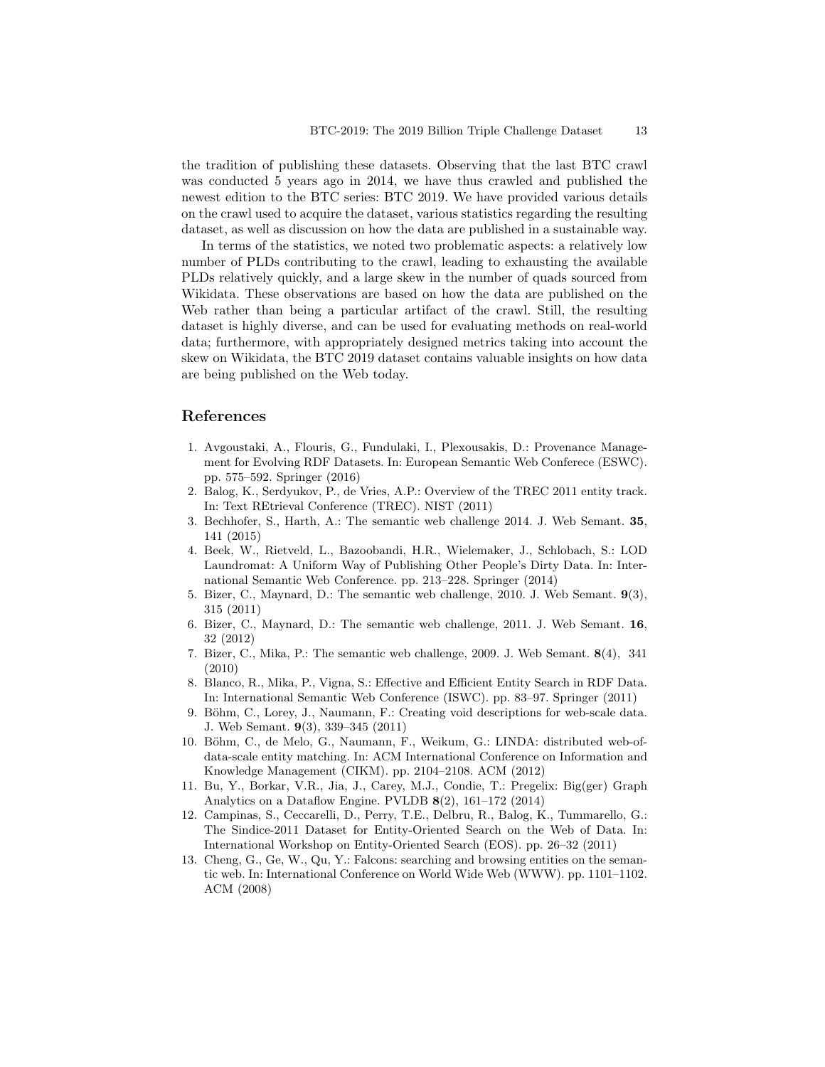the tradition of publishing these datasets. Observing that the last BTC crawl was conducted 5 years ago in 2014, we have thus crawled and published the newest edition to the BTC series: BTC 2019. We have provided various details on the crawl used to acquire the dataset, various statistics regarding the resulting dataset, as well as discussion on how the data are published in a sustainable way.

In terms of the statistics, we noted two problematic aspects: a relatively low number of PLDs contributing to the crawl, leading to exhausting the available PLDs relatively quickly, and a large skew in the number of quads sourced from Wikidata. These observations are based on how the data are published on the Web rather than being a particular artifact of the crawl. Still, the resulting dataset is highly diverse, and can be used for evaluating methods on real-world data; furthermore, with appropriately designed metrics taking into account the skew on Wikidata, the BTC 2019 dataset contains valuable insights on how data are being published on the Web today.

## References

1. Avgoustaki, A., Flouris, G., Fundulaki, I., Plexousakis, D.: Provenance Management for Evolving RDF Datasets. In: European Semantic Web Conferece (ESWC). pp. 575–592. Springer (2016)
2. Balog, K., Serdyukov, P., de Vries, A.P.: Overview of the TREC 2011 entity track. In: Text REtrieval Conference (TREC). NIST (2011)
3. Bechhofer, S., Harth, A.: The semantic web challenge 2014. J. Web Semant. **35**, 141 (2015)
4. Beek, W., Rietveld, L., Bazoobandi, H.R., Wielemaker, J., Schlobach, S.: LOD Laundromat: A Uniform Way of Publishing Other People's Dirty Data. In: International Semantic Web Conference. pp. 213–228. Springer (2014)
5. Bizer, C., Maynard, D.: The semantic web challenge, 2010. J. Web Semant. **9**(3), 315 (2011)
6. Bizer, C., Maynard, D.: The semantic web challenge, 2011. J. Web Semant. **16**, 32 (2012)
7. Bizer, C., Mika, P.: The semantic web challenge, 2009. J. Web Semant. **8**(4), 341 (2010)
8. Blanco, R., Mika, P., Vigna, S.: Effective and Efficient Entity Search in RDF Data. In: International Semantic Web Conference (ISWC). pp. 83–97. Springer (2011)
9. Böhm, C., Lorey, J., Naumann, F.: Creating void descriptions for web-scale data. J. Web Semant. **9**(3), 339–345 (2011)
10. Böhm, C., de Melo, G., Naumann, F., Weikum, G.: LINDA: distributed web-of-data-scale entity matching. In: ACM International Conference on Information and Knowledge Management (CIKM). pp. 2104–2108. ACM (2012)
11. Bu, Y., Borkar, V.R., Jia, J., Carey, M.J., Condie, T.: Pregelix: Big(ger) Graph Analytics on a Dataflow Engine. PVLDB **8**(2), 161–172 (2014)
12. Campinas, S., Ceccarelli, D., Perry, T.E., Delbru, R., Balog, K., Tummarello, G.: The Sindice-2011 Dataset for Entity-Oriented Search on the Web of Data. In: International Workshop on Entity-Oriented Search (EOS). pp. 26–32 (2011)
13. Cheng, G., Ge, W., Qu, Y.: Falcons: searching and browsing entities on the semantic web. In: International Conference on World Wide Web (WWW). pp. 1101–1102. ACM (2008)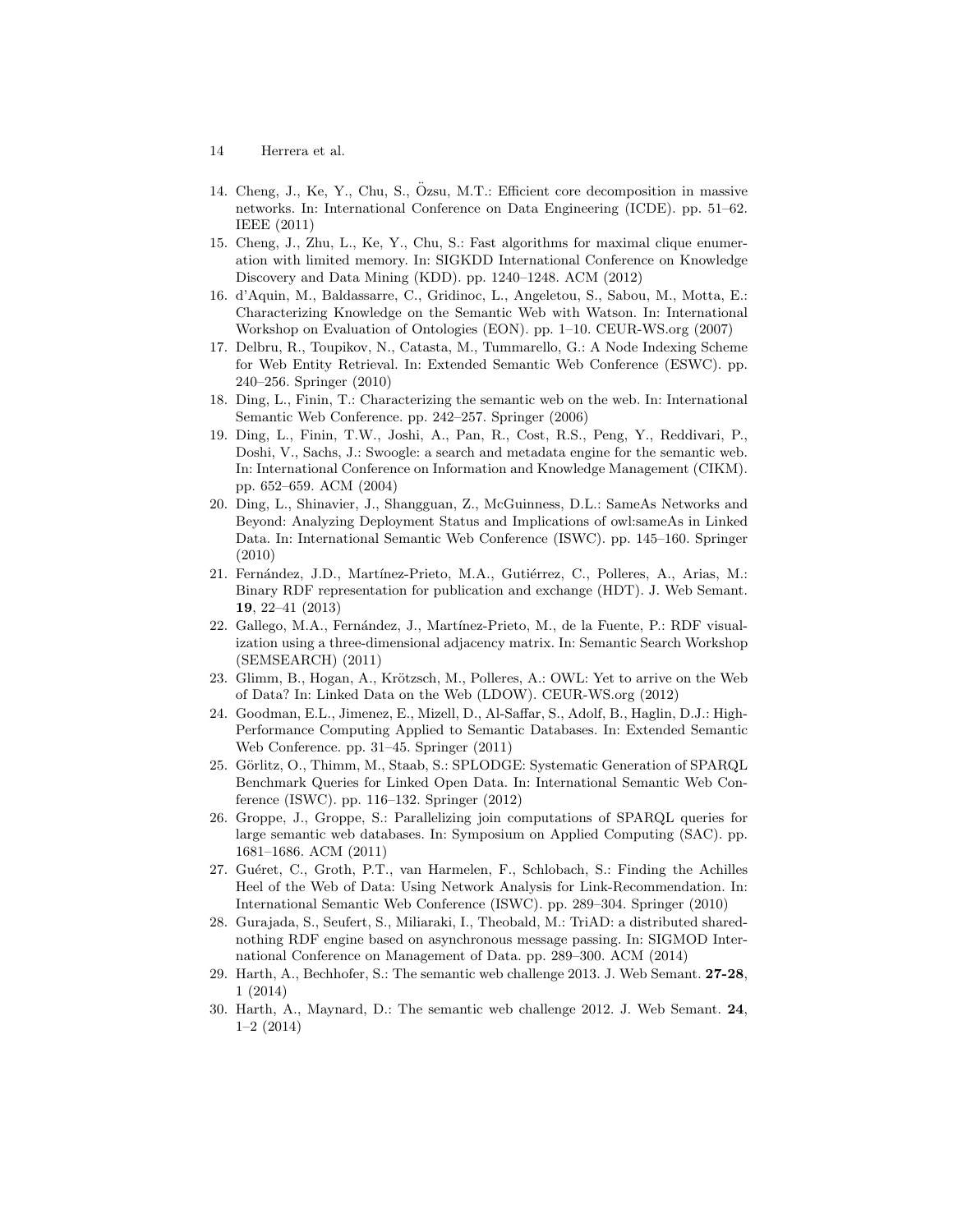14. Cheng, J., Ke, Y., Chu, S., Özsu, M.T.: Efficient core decomposition in massive networks. In: International Conference on Data Engineering (ICDE). pp. 51–62. IEEE (2011)
15. Cheng, J., Zhu, L., Ke, Y., Chu, S.: Fast algorithms for maximal clique enumeration with limited memory. In: SIGKDD International Conference on Knowledge Discovery and Data Mining (KDD). pp. 1240–1248. ACM (2012)
16. d'Aquin, M., Baldassarre, C., Gridinoc, L., Angeletou, S., Sabou, M., Motta, E.: Characterizing Knowledge on the Semantic Web with Watson. In: International Workshop on Evaluation of Ontologies (EON). pp. 1–10. CEUR-WS.org (2007)
17. Delbru, R., Toupikov, N., Catasta, M., Tummarello, G.: A Node Indexing Scheme for Web Entity Retrieval. In: Extended Semantic Web Conference (ESWC). pp. 240–256. Springer (2010)
18. Ding, L., Finin, T.: Characterizing the semantic web on the web. In: International Semantic Web Conference. pp. 242–257. Springer (2006)
19. Ding, L., Finin, T.W., Joshi, A., Pan, R., Cost, R.S., Peng, Y., Reddivari, P., Doshi, V., Sachs, J.: Swoogle: a search and metadata engine for the semantic web. In: International Conference on Information and Knowledge Management (CIKM). pp. 652–659. ACM (2004)
20. Ding, L., Shinavier, J., Shangguan, Z., McGuinness, D.L.: SameAs Networks and Beyond: Analyzing Deployment Status and Implications of owl:sameAs in Linked Data. In: International Semantic Web Conference (ISWC). pp. 145–160. Springer (2010)
21. Fernández, J.D., Martínez-Prieto, M.A., Gutiérrez, C., Polleres, A., Arias, M.: Binary RDF representation for publication and exchange (HDT). J. Web Semant. **19**, 22–41 (2013)
22. Gallego, M.A., Fernández, J., Martínez-Prieto, M., de la Fuente, P.: RDF visualization using a three-dimensional adjacency matrix. In: Semantic Search Workshop (SEMSEARCH) (2011)
23. Glimm, B., Hogan, A., Krötzsch, M., Polleres, A.: OWL: Yet to arrive on the Web of Data? In: Linked Data on the Web (LDOW). CEUR-WS.org (2012)
24. Goodman, E.L., Jimenez, E., Mizell, D., Al-Saffar, S., Adolf, B., Haglin, D.J.: High-Performance Computing Applied to Semantic Databases. In: Extended Semantic Web Conference. pp. 31–45. Springer (2011)
25. Görlitz, O., Thimm, M., Staab, S.: SPLODGE: Systematic Generation of SPARQL Benchmark Queries for Linked Open Data. In: International Semantic Web Conference (ISWC). pp. 116–132. Springer (2012)
26. Groppe, J., Groppe, S.: Parallelizing join computations of SPARQL queries for large semantic web databases. In: Symposium on Applied Computing (SAC). pp. 1681–1686. ACM (2011)
27. Guéret, C., Groth, P.T., van Harmelen, F., Schlobach, S.: Finding the Achilles Heel of the Web of Data: Using Network Analysis for Link-Recommendation. In: International Semantic Web Conference (ISWC). pp. 289–304. Springer (2010)
28. Gurajada, S., Seufert, S., Miliaraki, I., Theobald, M.: TriAD: a distributed shared-nothing RDF engine based on asynchronous message passing. In: SIGMOD International Conference on Management of Data. pp. 289–300. ACM (2014)
29. Harth, A., Bechhofer, S.: The semantic web challenge 2013. J. Web Semant. **27-28**, 1 (2014)
30. Harth, A., Maynard, D.: The semantic web challenge 2012. J. Web Semant. **24**, 1–2 (2014)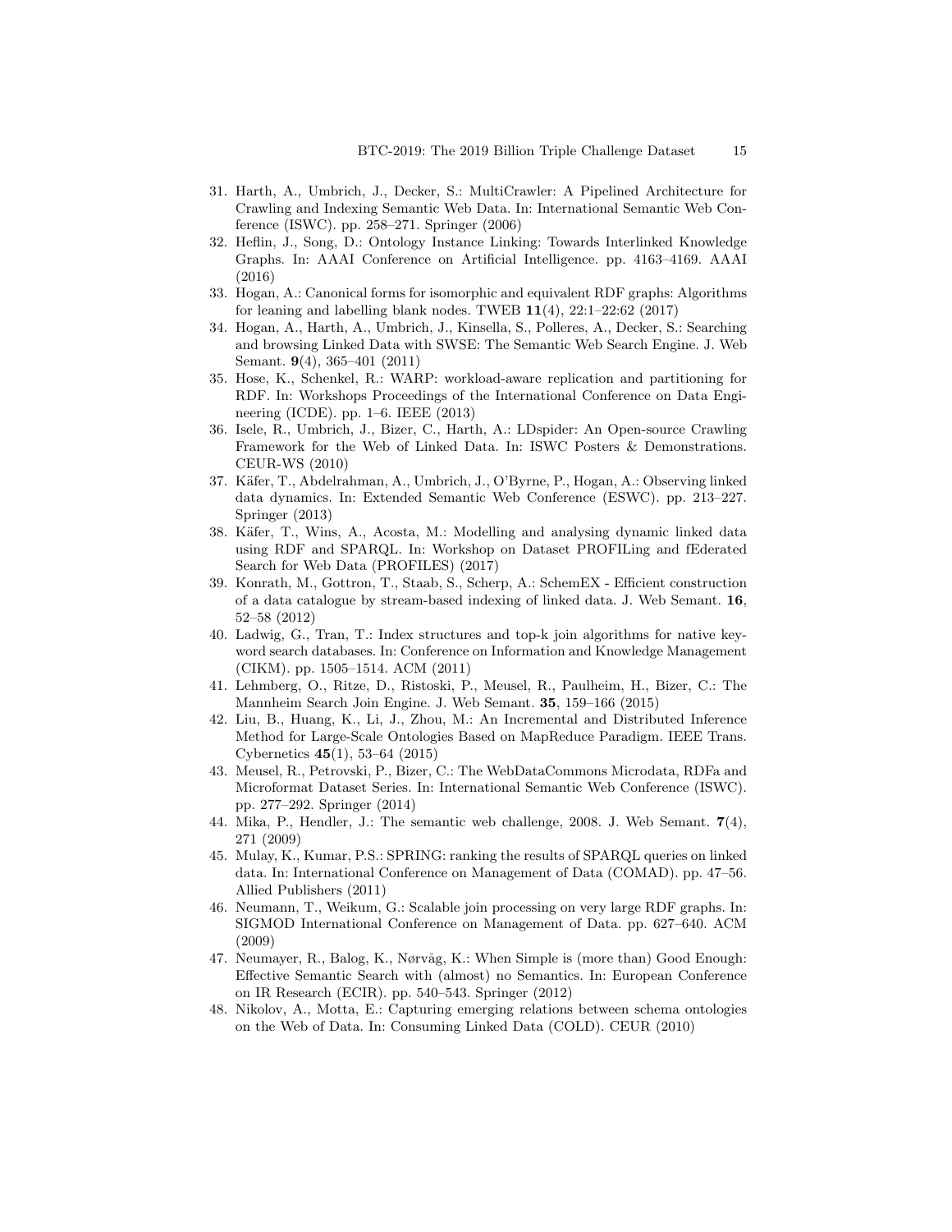31. Harth, A., Umbrich, J., Decker, S.: MultiCrawler: A Pipelined Architecture for Crawling and Indexing Semantic Web Data. In: International Semantic Web Conference (ISWC). pp. 258–271. Springer (2006)
32. Heflin, J., Song, D.: Ontology Instance Linking: Towards Interlinked Knowledge Graphs. In: AAAI Conference on Artificial Intelligence. pp. 4163–4169. AAAI (2016)
33. Hogan, A.: Canonical forms for isomorphic and equivalent RDF graphs: Algorithms for leaning and labelling blank nodes. TWEB **11**(4), 22:1–22:62 (2017)
34. Hogan, A., Harth, A., Umbrich, J., Kinsella, S., Polleres, A., Decker, S.: Searching and browsing Linked Data with SWSE: The Semantic Web Search Engine. J. Web Semant. **9**(4), 365–401 (2011)
35. Hose, K., Schenkel, R.: WARP: workload-aware replication and partitioning for RDF. In: Workshops Proceedings of the International Conference on Data Engineering (ICDE). pp. 1–6. IEEE (2013)
36. Isele, R., Umbrich, J., Bizer, C., Harth, A.: LDspider: An Open-source Crawling Framework for the Web of Linked Data. In: ISWC Posters & Demonstrations. CEUR-WS (2010)
37. Käfer, T., Abdelrahman, A., Umbrich, J., O'Byrne, P., Hogan, A.: Observing linked data dynamics. In: Extended Semantic Web Conference (ESWC). pp. 213–227. Springer (2013)
38. Käfer, T., Wins, A., Acosta, M.: Modelling and analysing dynamic linked data using RDF and SPARQL. In: Workshop on Dataset PROFILing and fEderated Search for Web Data (PROFILES) (2017)
39. Konrath, M., Gottron, T., Staab, S., Scherp, A.: SchemEX - Efficient construction of a data catalogue by stream-based indexing of linked data. J. Web Semant. **16**, 52–58 (2012)
40. Ladwig, G., Tran, T.: Index structures and top-k join algorithms for native keyword search databases. In: Conference on Information and Knowledge Management (CIKM). pp. 1505–1514. ACM (2011)
41. Lehmberg, O., Ritze, D., Ristoski, P., Meusel, R., Paulheim, H., Bizer, C.: The Mannheim Search Join Engine. J. Web Semant. **35**, 159–166 (2015)
42. Liu, B., Huang, K., Li, J., Zhou, M.: An Incremental and Distributed Inference Method for Large-Scale Ontologies Based on MapReduce Paradigm. IEEE Trans. Cybernetics **45**(1), 53–64 (2015)
43. Meusel, R., Petrovski, P., Bizer, C.: The WebDataCommons Microdata, RDFa and Microformat Dataset Series. In: International Semantic Web Conference (ISWC). pp. 277–292. Springer (2014)
44. Mika, P., Hendler, J.: The semantic web challenge, 2008. J. Web Semant. **7**(4), 271 (2009)
45. Mulay, K., Kumar, P.S.: SPRING: ranking the results of SPARQL queries on linked data. In: International Conference on Management of Data (COMAD). pp. 47–56. Allied Publishers (2011)
46. Neumann, T., Weikum, G.: Scalable join processing on very large RDF graphs. In: SIGMOD International Conference on Management of Data. pp. 627–640. ACM (2009)
47. Neumayer, R., Balog, K., Nørvåg, K.: When Simple is (more than) Good Enough: Effective Semantic Search with (almost) no Semantics. In: European Conference on IR Research (ECIR). pp. 540–543. Springer (2012)
48. Nikolov, A., Motta, E.: Capturing emerging relations between schema ontologies on the Web of Data. In: Consuming Linked Data (COLD). CEUR (2010)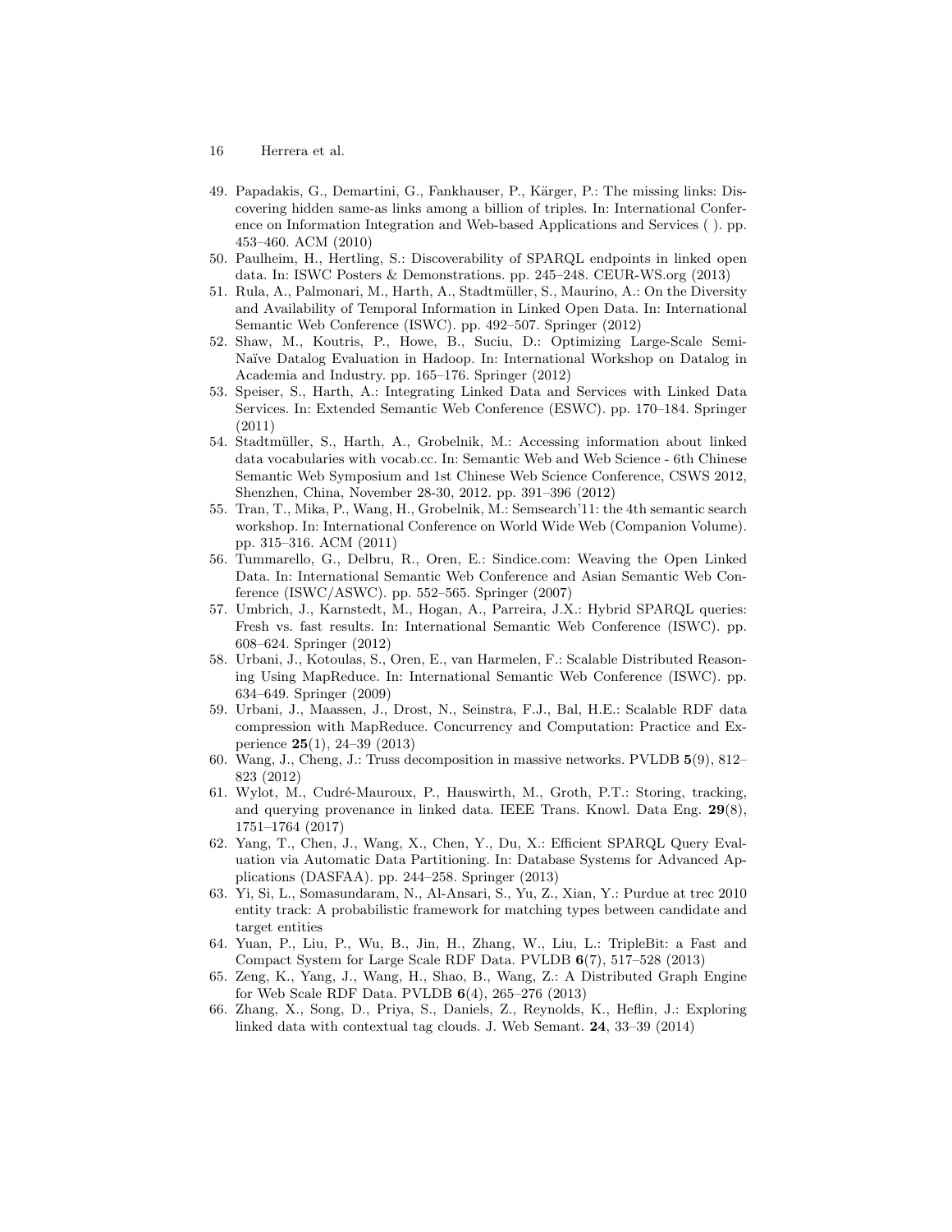49. Papadakis, G., Demartini, G., Fankhauser, P., Kärger, P.: The missing links: Discovering hidden same-as links among a billion of triples. In: International Conference on Information Integration and Web-based Applications and Services ( ). pp. 453–460. ACM (2010)
50. Paulheim, H., Hertling, S.: Discoverability of SPARQL endpoints in linked open data. In: ISWC Posters & Demonstrations. pp. 245–248. CEUR-WS.org (2013)
51. Rula, A., Palmonari, M., Harth, A., Stadtmüller, S., Maurino, A.: On the Diversity and Availability of Temporal Information in Linked Open Data. In: International Semantic Web Conference (ISWC). pp. 492–507. Springer (2012)
52. Shaw, M., Koutris, P., Howe, B., Suciu, D.: Optimizing Large-Scale Semi-Naïve Datalog Evaluation in Hadoop. In: International Workshop on Datalog in Academia and Industry. pp. 165–176. Springer (2012)
53. Speiser, S., Harth, A.: Integrating Linked Data and Services with Linked Data Services. In: Extended Semantic Web Conference (ESWC). pp. 170–184. Springer (2011)
54. Stadtmüller, S., Harth, A., Grobelnik, M.: Accessing information about linked data vocabularies with vocab.cc. In: Semantic Web and Web Science - 6th Chinese Semantic Web Symposium and 1st Chinese Web Science Conference, CSWS 2012, Shenzhen, China, November 28-30, 2012. pp. 391–396 (2012)
55. Tran, T., Mika, P., Wang, H., Grobelnik, M.: Semsearch'11: the 4th semantic search workshop. In: International Conference on World Wide Web (Companion Volume). pp. 315–316. ACM (2011)
56. Tummarello, G., Delbru, R., Oren, E.: Sindice.com: Weaving the Open Linked Data. In: International Semantic Web Conference and Asian Semantic Web Conference (ISWC/ASWC). pp. 552–565. Springer (2007)
57. Umbrich, J., Karnstedt, M., Hogan, A., Parreira, J.X.: Hybrid SPARQL queries: Fresh vs. fast results. In: International Semantic Web Conference (ISWC). pp. 608–624. Springer (2012)
58. Urbani, J., Kotoulas, S., Oren, E., van Harmelen, F.: Scalable Distributed Reasoning Using MapReduce. In: International Semantic Web Conference (ISWC). pp. 634–649. Springer (2009)
59. Urbani, J., Maassen, J., Drost, N., Seinstra, F.J., Bal, H.E.: Scalable RDF data compression with MapReduce. Concurrency and Computation: Practice and Experience **25**(1), 24–39 (2013)
60. Wang, J., Cheng, J.: Truss decomposition in massive networks. PVLDB **5**(9), 812–823 (2012)
61. Wylot, M., Cudré-Mauroux, P., Hauswirth, M., Groth, P.T.: Storing, tracking, and querying provenance in linked data. IEEE Trans. Knowl. Data Eng. **29**(8), 1751–1764 (2017)
62. Yang, T., Chen, J., Wang, X., Chen, Y., Du, X.: Efficient SPARQL Query Evaluation via Automatic Data Partitioning. In: Database Systems for Advanced Applications (DASFAA). pp. 244–258. Springer (2013)
63. Yi, Si, L., Somasundaram, N., Al-Ansari, S., Yu, Z., Xian, Y.: Purdue at trec 2010 entity track: A probabilistic framework for matching types between candidate and target entities
64. Yuan, P., Liu, P., Wu, B., Jin, H., Zhang, W., Liu, L.: TripleBit: a Fast and Compact System for Large Scale RDF Data. PVLDB **6**(7), 517–528 (2013)
65. Zeng, K., Yang, J., Wang, H., Shao, B., Wang, Z.: A Distributed Graph Engine for Web Scale RDF Data. PVLDB **6**(4), 265–276 (2013)
66. Zhang, X., Song, D., Priya, S., Daniels, Z., Reynolds, K., Heflin, J.: Exploring linked data with contextual tag clouds. J. Web Semant. **24**, 33–39 (2014)